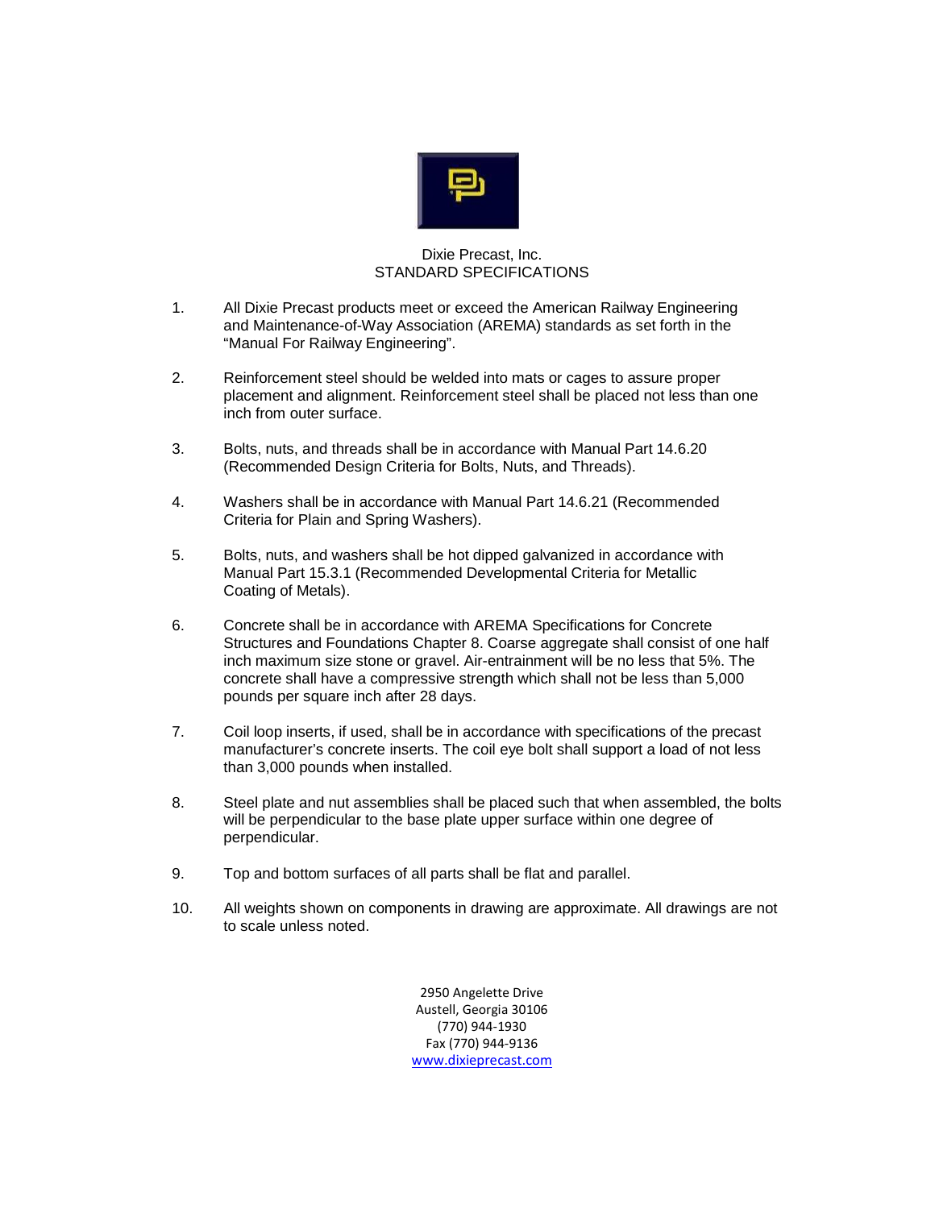Dixie Precast, Inc.
STANDARD SPECIFICATIONS

1. All Dixie Precast products meet or exceed the American Railway Engineering and Maintenance-of-Way Association (AREMA) standards as set forth in the "Manual For Railway Engineering".

2. Reinforcement steel should be welded into mats or cages to assure proper placement and alignment. Reinforcement steel shall be placed not less than one inch from outer surface.

3. Bolts, nuts, and threads shall be in accordance with Manual Part 14.6.20 (Recommended Design Criteria for Bolts, Nuts, and Threads).

4. Washers shall be in accordance with Manual Part 14.6.21 (Recommended Criteria for Plain and Spring Washers).

5. Bolts, nuts, and washers shall be hot dipped galvanized in accordance with Manual Part 15.3.1 (Recommended Developmental Criteria for Metallic Coating of Metals).

6. Concrete shall be in accordance with AREMA Specifications for Concrete Structures and Foundations Chapter 8. Coarse aggregate shall consist of one half inch maximum size stone or gravel. Air-entrainment will be no less that 5%. The concrete shall have a compressive strength which shall not be less than 5,000 pounds per square inch after 28 days.

7. Coil loop inserts, if used, shall be in accordance with specifications of the precast manufacturer's concrete inserts. The coil eye bolt shall support a load of not less than 3,000 pounds when installed.

8. Steel plate and nut assemblies shall be placed such that when assembled, the bolts will be perpendicular to the base plate upper surface within one degree of perpendicular.

9. Top and bottom surfaces of all parts shall be flat and parallel.

10. All weights shown on components in drawing are approximate. All drawings are not to scale unless noted.

2950 Angelette Drive
Austell, Georgia 30106
(770) 944-1930
Fax (770) 944-9136
www.dixieprecast.com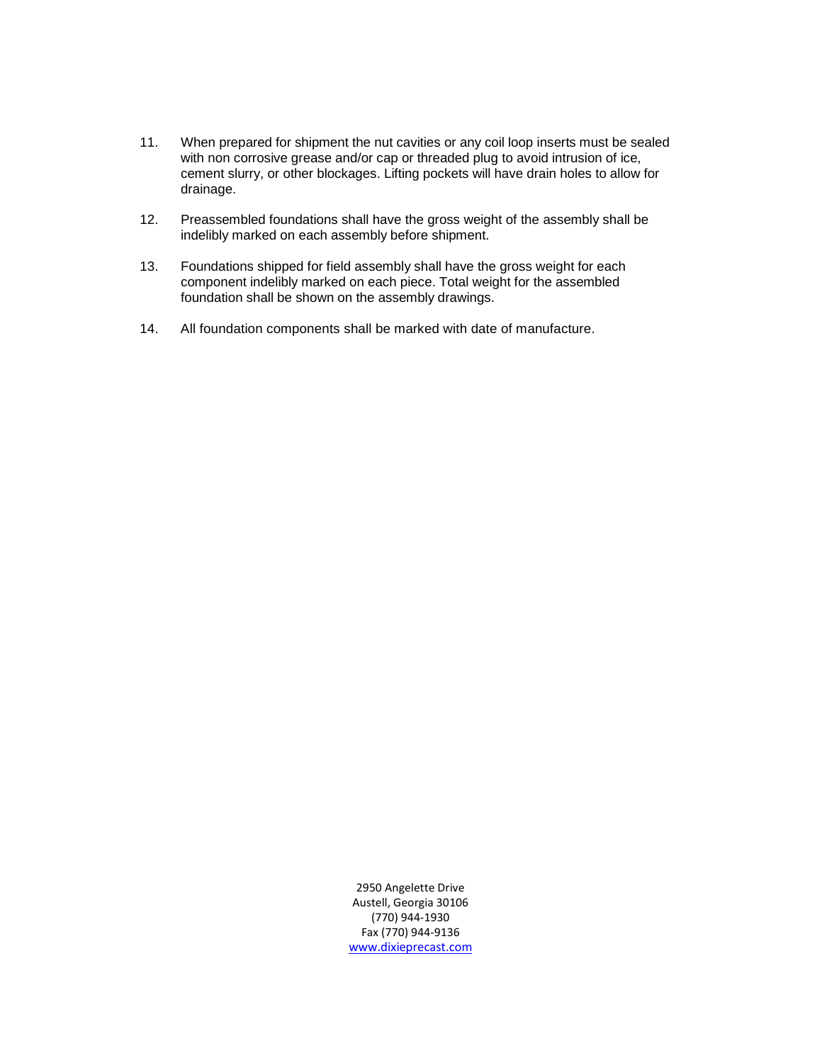11. When prepared for shipment the nut cavities or any coil loop inserts must be sealed with non corrosive grease and/or cap or threaded plug to avoid intrusion of ice, cement slurry, or other blockages. Lifting pockets will have drain holes to allow for drainage.

12. Preassembled foundations shall have the gross weight of the assembly shall be indelibly marked on each assembly before shipment.

13. Foundations shipped for field assembly shall have the gross weight for each component indelibly marked on each piece. Total weight for the assembled foundation shall be shown on the assembly drawings.

14. All foundation components shall be marked with date of manufacture.

2950 Angelette Drive
Austell, Georgia 30106
(770) 944-1930
Fax (770) 944-9136
www.dixieprecast.com